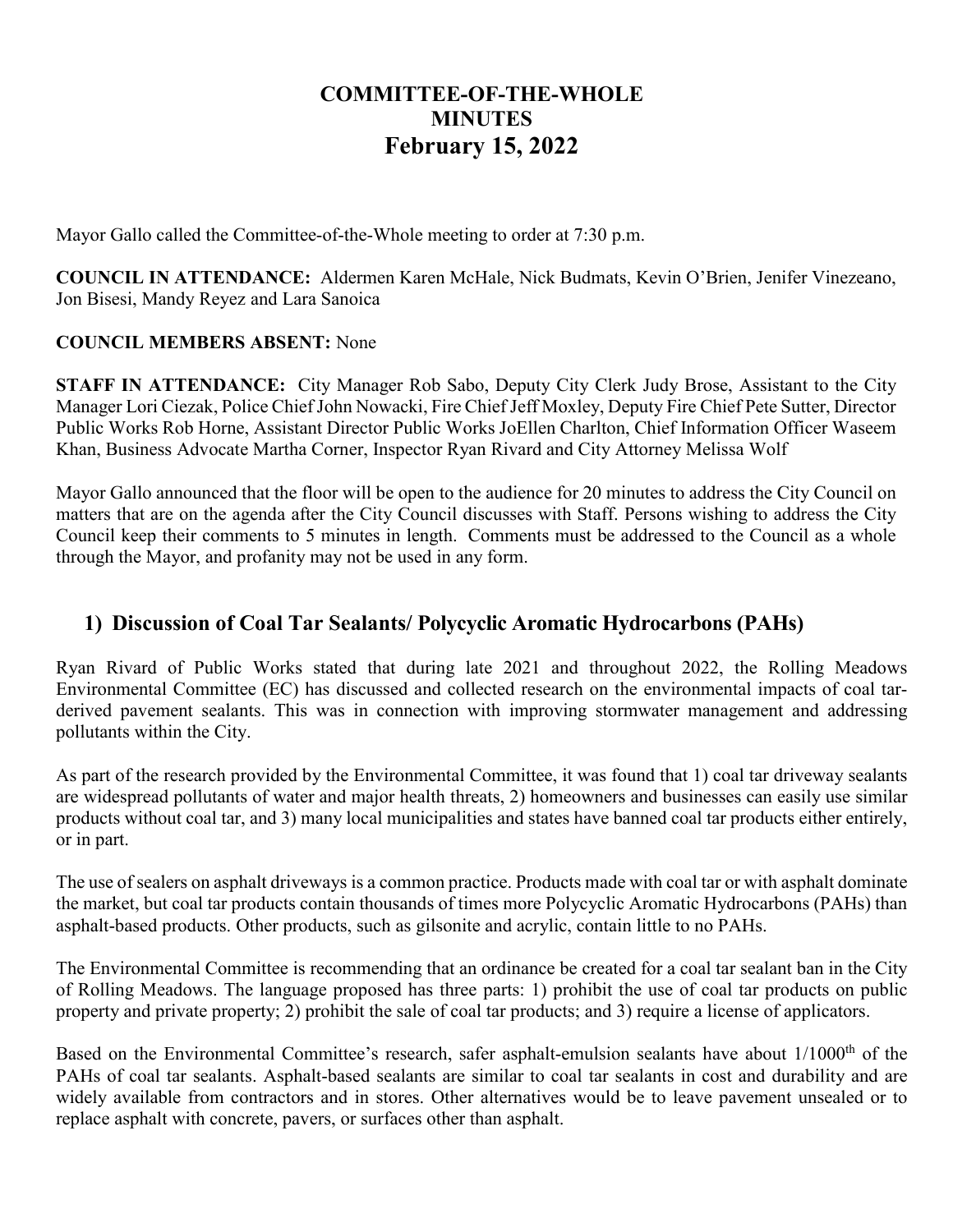# COMMITTEE-OF-THE-WHOLE MINUTES
# February 15, 2022

Mayor Gallo called the Committee-of-the-Whole meeting to order at 7:30 p.m.

**COUNCIL IN ATTENDANCE:** Aldermen Karen McHale, Nick Budmats, Kevin O'Brien, Jenifer Vinezeano, Jon Bisesi, Mandy Reyez and Lara Sanoica

**COUNCIL MEMBERS ABSENT:** None

**STAFF IN ATTENDANCE:** City Manager Rob Sabo, Deputy City Clerk Judy Brose, Assistant to the City Manager Lori Ciezak, Police Chief John Nowacki, Fire Chief Jeff Moxley, Deputy Fire Chief Pete Sutter, Director Public Works Rob Horne, Assistant Director Public Works JoEllen Charlton, Chief Information Officer Waseem Khan, Business Advocate Martha Corner, Inspector Ryan Rivard and City Attorney Melissa Wolf

Mayor Gallo announced that the floor will be open to the audience for 20 minutes to address the City Council on matters that are on the agenda after the City Council discusses with Staff. Persons wishing to address the City Council keep their comments to 5 minutes in length. Comments must be addressed to the Council as a whole through the Mayor, and profanity may not be used in any form.

## 1) Discussion of Coal Tar Sealants/ Polycyclic Aromatic Hydrocarbons (PAHs)

Ryan Rivard of Public Works stated that during late 2021 and throughout 2022, the Rolling Meadows Environmental Committee (EC) has discussed and collected research on the environmental impacts of coal tar-derived pavement sealants. This was in connection with improving stormwater management and addressing pollutants within the City.

As part of the research provided by the Environmental Committee, it was found that 1) coal tar driveway sealants are widespread pollutants of water and major health threats, 2) homeowners and businesses can easily use similar products without coal tar, and 3) many local municipalities and states have banned coal tar products either entirely, or in part.

The use of sealers on asphalt driveways is a common practice. Products made with coal tar or with asphalt dominate the market, but coal tar products contain thousands of times more Polycyclic Aromatic Hydrocarbons (PAHs) than asphalt-based products. Other products, such as gilsonite and acrylic, contain little to no PAHs.

The Environmental Committee is recommending that an ordinance be created for a coal tar sealant ban in the City of Rolling Meadows. The language proposed has three parts: 1) prohibit the use of coal tar products on public property and private property; 2) prohibit the sale of coal tar products; and 3) require a license of applicators.

Based on the Environmental Committee's research, safer asphalt-emulsion sealants have about 1/1000th of the PAHs of coal tar sealants. Asphalt-based sealants are similar to coal tar sealants in cost and durability and are widely available from contractors and in stores. Other alternatives would be to leave pavement unsealed or to replace asphalt with concrete, pavers, or surfaces other than asphalt.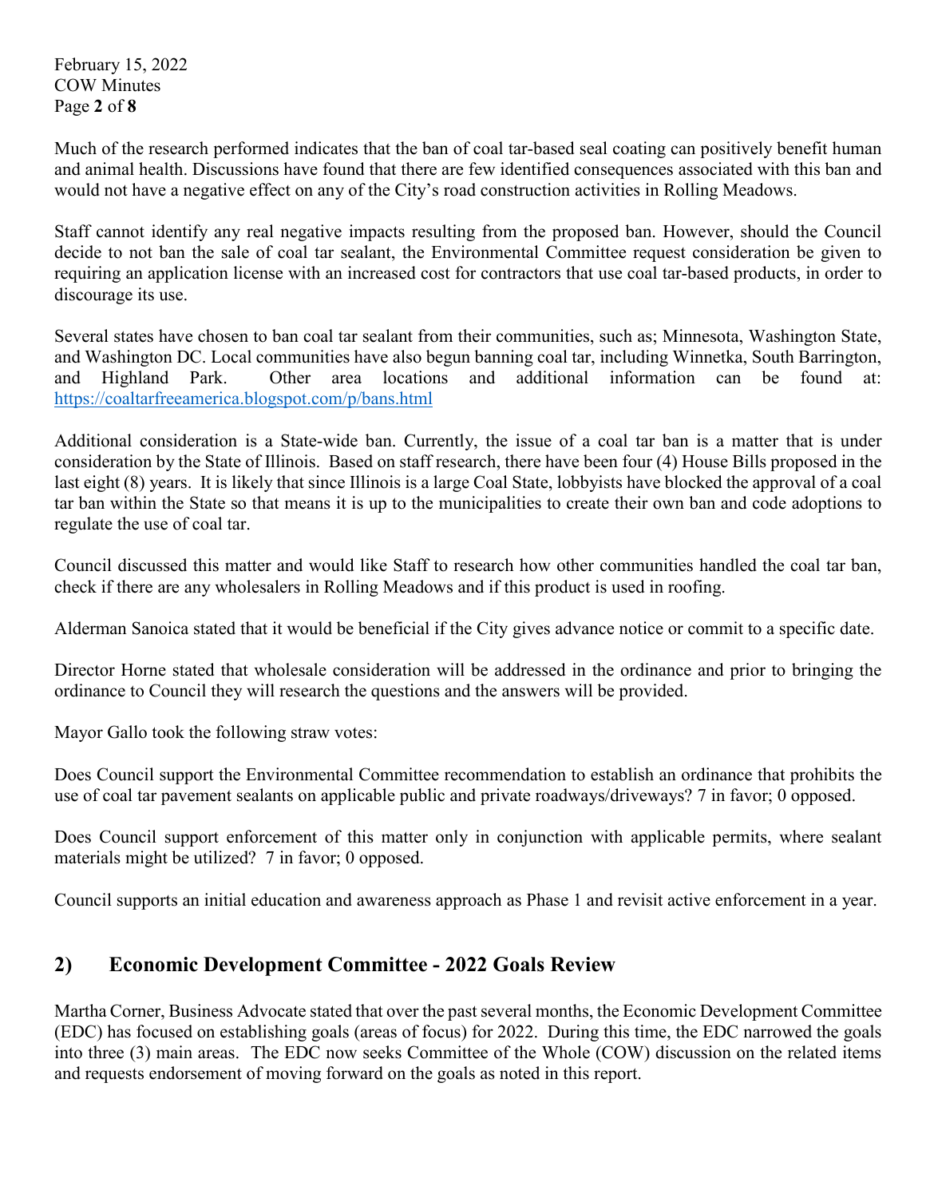Much of the research performed indicates that the ban of coal tar-based seal coating can positively benefit human and animal health. Discussions have found that there are few identified consequences associated with this ban and would not have a negative effect on any of the City's road construction activities in Rolling Meadows.

Staff cannot identify any real negative impacts resulting from the proposed ban. However, should the Council decide to not ban the sale of coal tar sealant, the Environmental Committee request consideration be given to requiring an application license with an increased cost for contractors that use coal tar-based products, in order to discourage its use.

Several states have chosen to ban coal tar sealant from their communities, such as; Minnesota, Washington State, and Washington DC. Local communities have also begun banning coal tar, including Winnetka, South Barrington, and Highland Park. Other area locations and additional information can be found at: https://coaltarfreeamerica.blogspot.com/p/bans.html

Additional consideration is a State-wide ban. Currently, the issue of a coal tar ban is a matter that is under consideration by the State of Illinois. Based on staff research, there have been four (4) House Bills proposed in the last eight (8) years. It is likely that since Illinois is a large Coal State, lobbyists have blocked the approval of a coal tar ban within the State so that means it is up to the municipalities to create their own ban and code adoptions to regulate the use of coal tar.

Council discussed this matter and would like Staff to research how other communities handled the coal tar ban, check if there are any wholesalers in Rolling Meadows and if this product is used in roofing.

Alderman Sanoica stated that it would be beneficial if the City gives advance notice or commit to a specific date.

Director Horne stated that wholesale consideration will be addressed in the ordinance and prior to bringing the ordinance to Council they will research the questions and the answers will be provided.

Mayor Gallo took the following straw votes:

Does Council support the Environmental Committee recommendation to establish an ordinance that prohibits the use of coal tar pavement sealants on applicable public and private roadways/driveways? 7 in favor; 0 opposed.

Does Council support enforcement of this matter only in conjunction with applicable permits, where sealant materials might be utilized? 7 in favor; 0 opposed.

Council supports an initial education and awareness approach as Phase 1 and revisit active enforcement in a year.

## 2) Economic Development Committee - 2022 Goals Review

Martha Corner, Business Advocate stated that over the past several months, the Economic Development Committee (EDC) has focused on establishing goals (areas of focus) for 2022. During this time, the EDC narrowed the goals into three (3) main areas. The EDC now seeks Committee of the Whole (COW) discussion on the related items and requests endorsement of moving forward on the goals as noted in this report.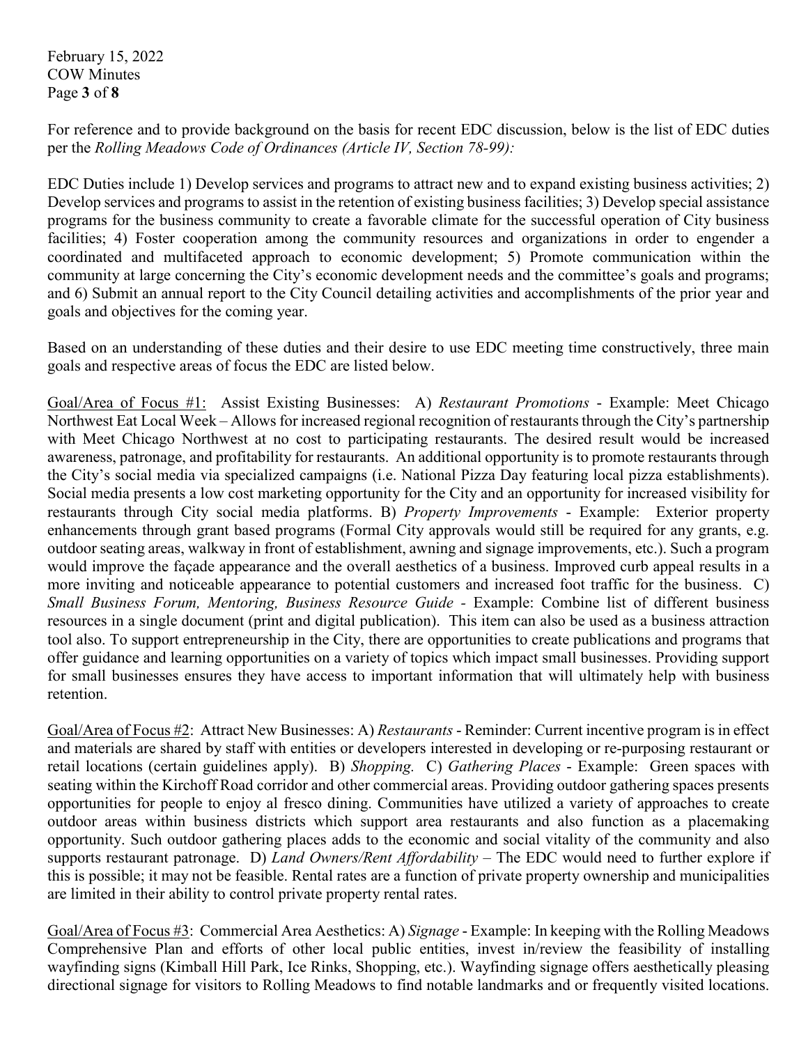For reference and to provide background on the basis for recent EDC discussion, below is the list of EDC duties per the *Rolling Meadows Code of Ordinances (Article IV, Section 78-99):*

EDC Duties include 1) Develop services and programs to attract new and to expand existing business activities; 2) Develop services and programs to assist in the retention of existing business facilities; 3) Develop special assistance programs for the business community to create a favorable climate for the successful operation of City business facilities; 4) Foster cooperation among the community resources and organizations in order to engender a coordinated and multifaceted approach to economic development; 5) Promote communication within the community at large concerning the City's economic development needs and the committee's goals and programs; and 6) Submit an annual report to the City Council detailing activities and accomplishments of the prior year and goals and objectives for the coming year.

Based on an understanding of these duties and their desire to use EDC meeting time constructively, three main goals and respective areas of focus the EDC are listed below.

Goal/Area of Focus #1: Assist Existing Businesses: A) *Restaurant Promotions* - Example: Meet Chicago Northwest Eat Local Week – Allows for increased regional recognition of restaurants through the City's partnership with Meet Chicago Northwest at no cost to participating restaurants. The desired result would be increased awareness, patronage, and profitability for restaurants. An additional opportunity is to promote restaurants through the City's social media via specialized campaigns (i.e. National Pizza Day featuring local pizza establishments). Social media presents a low cost marketing opportunity for the City and an opportunity for increased visibility for restaurants through City social media platforms. B) *Property Improvements* - Example: Exterior property enhancements through grant based programs (Formal City approvals would still be required for any grants, e.g. outdoor seating areas, walkway in front of establishment, awning and signage improvements, etc.). Such a program would improve the façade appearance and the overall aesthetics of a business. Improved curb appeal results in a more inviting and noticeable appearance to potential customers and increased foot traffic for the business. C) *Small Business Forum, Mentoring, Business Resource Guide* - Example: Combine list of different business resources in a single document (print and digital publication). This item can also be used as a business attraction tool also. To support entrepreneurship in the City, there are opportunities to create publications and programs that offer guidance and learning opportunities on a variety of topics which impact small businesses. Providing support for small businesses ensures they have access to important information that will ultimately help with business retention.

Goal/Area of Focus #2: Attract New Businesses: A) *Restaurants* - Reminder: Current incentive program is in effect and materials are shared by staff with entities or developers interested in developing or re-purposing restaurant or retail locations (certain guidelines apply). B) *Shopping.* C) *Gathering Places* - Example: Green spaces with seating within the Kirchoff Road corridor and other commercial areas. Providing outdoor gathering spaces presents opportunities for people to enjoy al fresco dining. Communities have utilized a variety of approaches to create outdoor areas within business districts which support area restaurants and also function as a placemaking opportunity. Such outdoor gathering places adds to the economic and social vitality of the community and also supports restaurant patronage. D) *Land Owners/Rent Affordability* – The EDC would need to further explore if this is possible; it may not be feasible. Rental rates are a function of private property ownership and municipalities are limited in their ability to control private property rental rates.

Goal/Area of Focus #3: Commercial Area Aesthetics: A) *Signage* - Example: In keeping with the Rolling Meadows Comprehensive Plan and efforts of other local public entities, invest in/review the feasibility of installing wayfinding signs (Kimball Hill Park, Ice Rinks, Shopping, etc.). Wayfinding signage offers aesthetically pleasing directional signage for visitors to Rolling Meadows to find notable landmarks and or frequently visited locations.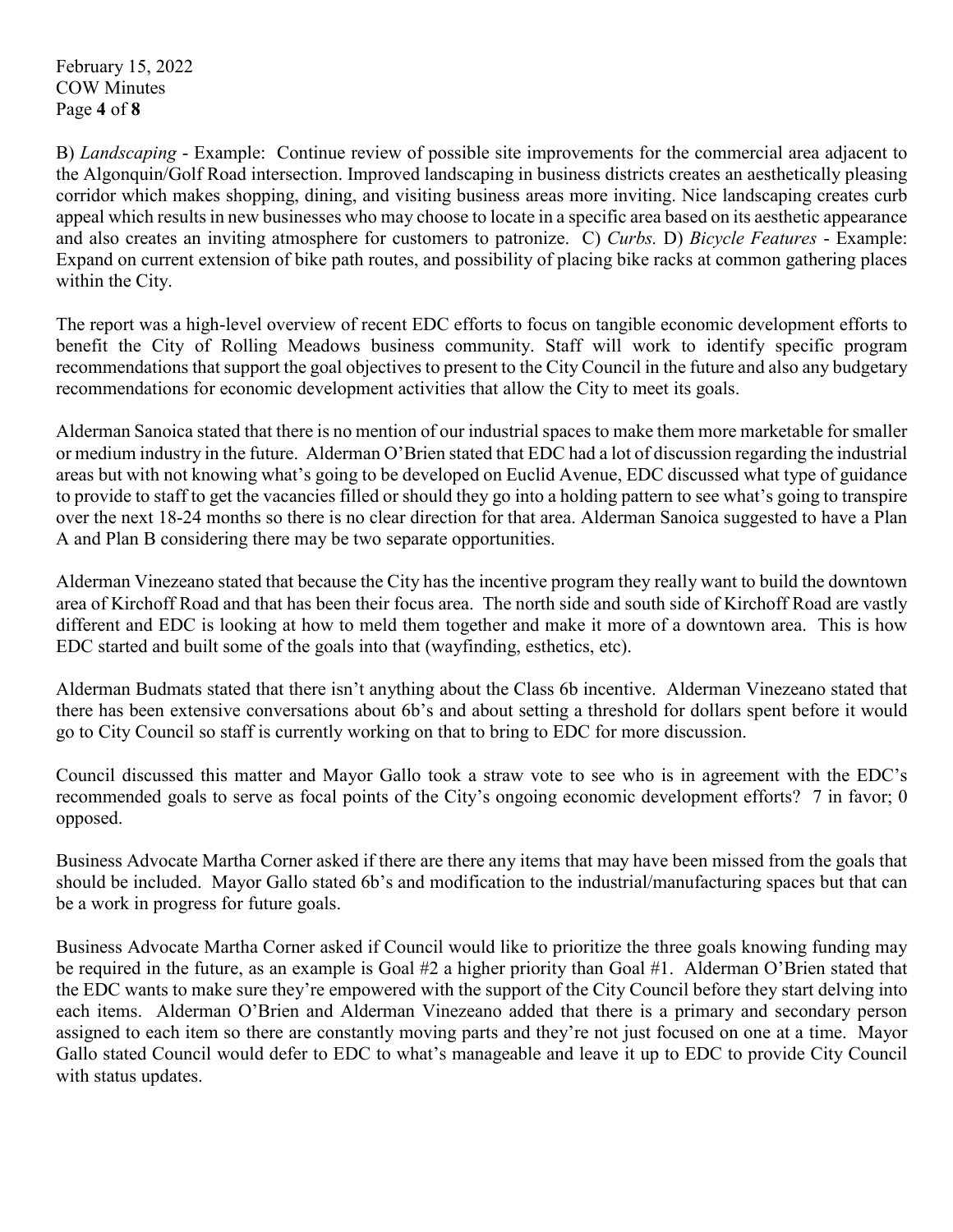B) *Landscaping* - Example: Continue review of possible site improvements for the commercial area adjacent to the Algonquin/Golf Road intersection. Improved landscaping in business districts creates an aesthetically pleasing corridor which makes shopping, dining, and visiting business areas more inviting. Nice landscaping creates curb appeal which results in new businesses who may choose to locate in a specific area based on its aesthetic appearance and also creates an inviting atmosphere for customers to patronize. C) *Curbs.* D) *Bicycle Features* - Example: Expand on current extension of bike path routes, and possibility of placing bike racks at common gathering places within the City.

The report was a high-level overview of recent EDC efforts to focus on tangible economic development efforts to benefit the City of Rolling Meadows business community. Staff will work to identify specific program recommendations that support the goal objectives to present to the City Council in the future and also any budgetary recommendations for economic development activities that allow the City to meet its goals.

Alderman Sanoica stated that there is no mention of our industrial spaces to make them more marketable for smaller or medium industry in the future. Alderman O'Brien stated that EDC had a lot of discussion regarding the industrial areas but with not knowing what's going to be developed on Euclid Avenue, EDC discussed what type of guidance to provide to staff to get the vacancies filled or should they go into a holding pattern to see what's going to transpire over the next 18-24 months so there is no clear direction for that area. Alderman Sanoica suggested to have a Plan A and Plan B considering there may be two separate opportunities.

Alderman Vinezeano stated that because the City has the incentive program they really want to build the downtown area of Kirchoff Road and that has been their focus area. The north side and south side of Kirchoff Road are vastly different and EDC is looking at how to meld them together and make it more of a downtown area. This is how EDC started and built some of the goals into that (wayfinding, esthetics, etc).

Alderman Budmats stated that there isn't anything about the Class 6b incentive. Alderman Vinezeano stated that there has been extensive conversations about 6b's and about setting a threshold for dollars spent before it would go to City Council so staff is currently working on that to bring to EDC for more discussion.

Council discussed this matter and Mayor Gallo took a straw vote to see who is in agreement with the EDC's recommended goals to serve as focal points of the City's ongoing economic development efforts? 7 in favor; 0 opposed.

Business Advocate Martha Corner asked if there are there any items that may have been missed from the goals that should be included. Mayor Gallo stated 6b's and modification to the industrial/manufacturing spaces but that can be a work in progress for future goals.

Business Advocate Martha Corner asked if Council would like to prioritize the three goals knowing funding may be required in the future, as an example is Goal #2 a higher priority than Goal #1. Alderman O'Brien stated that the EDC wants to make sure they're empowered with the support of the City Council before they start delving into each items. Alderman O'Brien and Alderman Vinezeano added that there is a primary and secondary person assigned to each item so there are constantly moving parts and they're not just focused on one at a time. Mayor Gallo stated Council would defer to EDC to what's manageable and leave it up to EDC to provide City Council with status updates.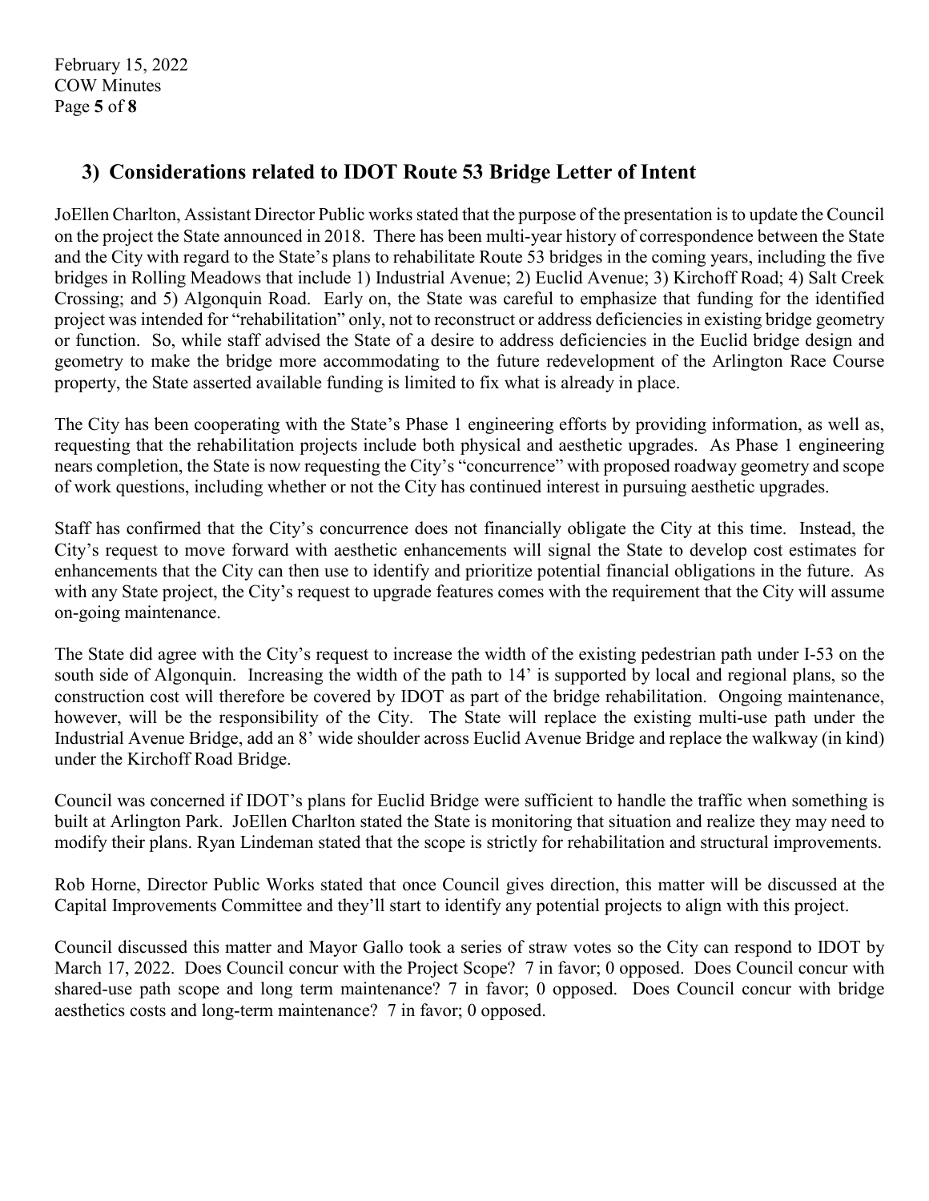### 3) Considerations related to IDOT Route 53 Bridge Letter of Intent

JoEllen Charlton, Assistant Director Public works stated that the purpose of the presentation is to update the Council on the project the State announced in 2018. There has been multi-year history of correspondence between the State and the City with regard to the State's plans to rehabilitate Route 53 bridges in the coming years, including the five bridges in Rolling Meadows that include 1) Industrial Avenue; 2) Euclid Avenue; 3) Kirchoff Road; 4) Salt Creek Crossing; and 5) Algonquin Road. Early on, the State was careful to emphasize that funding for the identified project was intended for "rehabilitation" only, not to reconstruct or address deficiencies in existing bridge geometry or function. So, while staff advised the State of a desire to address deficiencies in the Euclid bridge design and geometry to make the bridge more accommodating to the future redevelopment of the Arlington Race Course property, the State asserted available funding is limited to fix what is already in place.

The City has been cooperating with the State's Phase 1 engineering efforts by providing information, as well as, requesting that the rehabilitation projects include both physical and aesthetic upgrades. As Phase 1 engineering nears completion, the State is now requesting the City's "concurrence" with proposed roadway geometry and scope of work questions, including whether or not the City has continued interest in pursuing aesthetic upgrades.

Staff has confirmed that the City's concurrence does not financially obligate the City at this time. Instead, the City's request to move forward with aesthetic enhancements will signal the State to develop cost estimates for enhancements that the City can then use to identify and prioritize potential financial obligations in the future. As with any State project, the City's request to upgrade features comes with the requirement that the City will assume on-going maintenance.

The State did agree with the City's request to increase the width of the existing pedestrian path under I-53 on the south side of Algonquin. Increasing the width of the path to 14' is supported by local and regional plans, so the construction cost will therefore be covered by IDOT as part of the bridge rehabilitation. Ongoing maintenance, however, will be the responsibility of the City. The State will replace the existing multi-use path under the Industrial Avenue Bridge, add an 8' wide shoulder across Euclid Avenue Bridge and replace the walkway (in kind) under the Kirchoff Road Bridge.

Council was concerned if IDOT's plans for Euclid Bridge were sufficient to handle the traffic when something is built at Arlington Park. JoEllen Charlton stated the State is monitoring that situation and realize they may need to modify their plans. Ryan Lindeman stated that the scope is strictly for rehabilitation and structural improvements.

Rob Horne, Director Public Works stated that once Council gives direction, this matter will be discussed at the Capital Improvements Committee and they'll start to identify any potential projects to align with this project.

Council discussed this matter and Mayor Gallo took a series of straw votes so the City can respond to IDOT by March 17, 2022. Does Council concur with the Project Scope? 7 in favor; 0 opposed. Does Council concur with shared-use path scope and long term maintenance? 7 in favor; 0 opposed. Does Council concur with bridge aesthetics costs and long-term maintenance? 7 in favor; 0 opposed.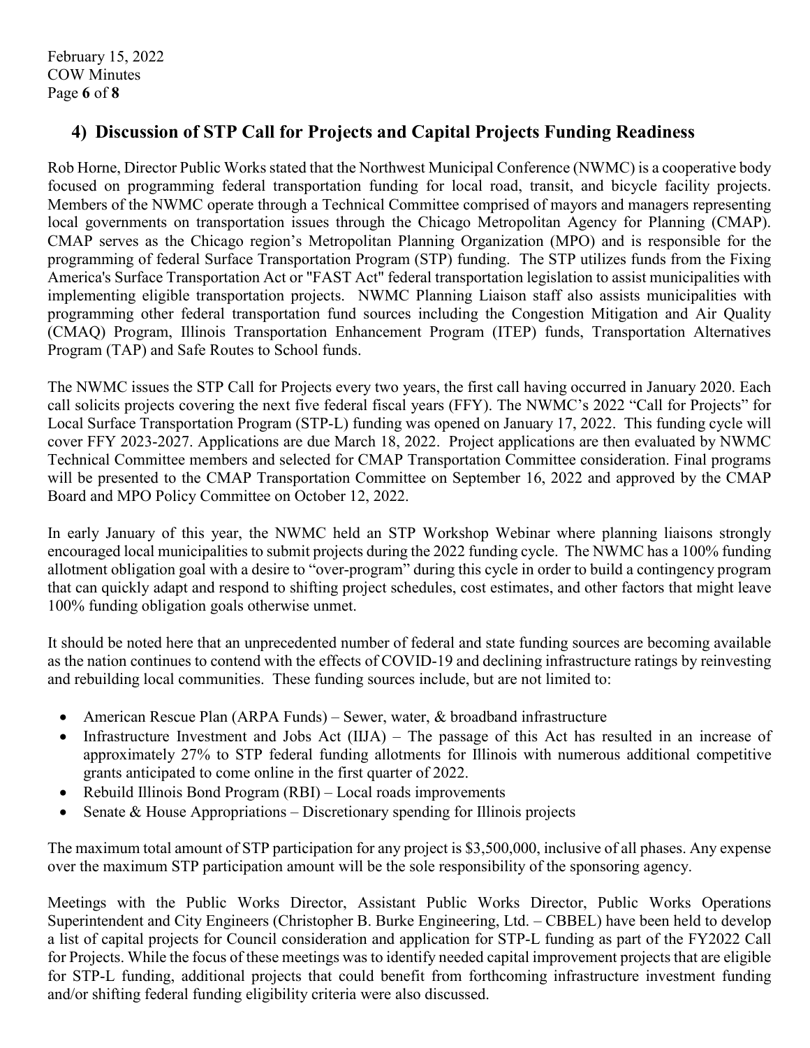## 4) Discussion of STP Call for Projects and Capital Projects Funding Readiness

Rob Horne, Director Public Works stated that the Northwest Municipal Conference (NWMC) is a cooperative body focused on programming federal transportation funding for local road, transit, and bicycle facility projects. Members of the NWMC operate through a Technical Committee comprised of mayors and managers representing local governments on transportation issues through the Chicago Metropolitan Agency for Planning (CMAP). CMAP serves as the Chicago region's Metropolitan Planning Organization (MPO) and is responsible for the programming of federal Surface Transportation Program (STP) funding. The STP utilizes funds from the Fixing America's Surface Transportation Act or "FAST Act" federal transportation legislation to assist municipalities with implementing eligible transportation projects. NWMC Planning Liaison staff also assists municipalities with programming other federal transportation fund sources including the Congestion Mitigation and Air Quality (CMAQ) Program, Illinois Transportation Enhancement Program (ITEP) funds, Transportation Alternatives Program (TAP) and Safe Routes to School funds.

The NWMC issues the STP Call for Projects every two years, the first call having occurred in January 2020. Each call solicits projects covering the next five federal fiscal years (FFY). The NWMC's 2022 "Call for Projects" for Local Surface Transportation Program (STP-L) funding was opened on January 17, 2022. This funding cycle will cover FFY 2023-2027. Applications are due March 18, 2022. Project applications are then evaluated by NWMC Technical Committee members and selected for CMAP Transportation Committee consideration. Final programs will be presented to the CMAP Transportation Committee on September 16, 2022 and approved by the CMAP Board and MPO Policy Committee on October 12, 2022.

In early January of this year, the NWMC held an STP Workshop Webinar where planning liaisons strongly encouraged local municipalities to submit projects during the 2022 funding cycle. The NWMC has a 100% funding allotment obligation goal with a desire to "over-program" during this cycle in order to build a contingency program that can quickly adapt and respond to shifting project schedules, cost estimates, and other factors that might leave 100% funding obligation goals otherwise unmet.

It should be noted here that an unprecedented number of federal and state funding sources are becoming available as the nation continues to contend with the effects of COVID-19 and declining infrastructure ratings by reinvesting and rebuilding local communities. These funding sources include, but are not limited to:

- American Rescue Plan (ARPA Funds) – Sewer, water, & broadband infrastructure
- Infrastructure Investment and Jobs Act (IIJA) – The passage of this Act has resulted in an increase of approximately 27% to STP federal funding allotments for Illinois with numerous additional competitive grants anticipated to come online in the first quarter of 2022.
- Rebuild Illinois Bond Program (RBI) – Local roads improvements
- Senate & House Appropriations – Discretionary spending for Illinois projects

The maximum total amount of STP participation for any project is $3,500,000, inclusive of all phases. Any expense over the maximum STP participation amount will be the sole responsibility of the sponsoring agency.

Meetings with the Public Works Director, Assistant Public Works Director, Public Works Operations Superintendent and City Engineers (Christopher B. Burke Engineering, Ltd. – CBBEL) have been held to develop a list of capital projects for Council consideration and application for STP-L funding as part of the FY2022 Call for Projects. While the focus of these meetings was to identify needed capital improvement projects that are eligible for STP-L funding, additional projects that could benefit from forthcoming infrastructure investment funding and/or shifting federal funding eligibility criteria were also discussed.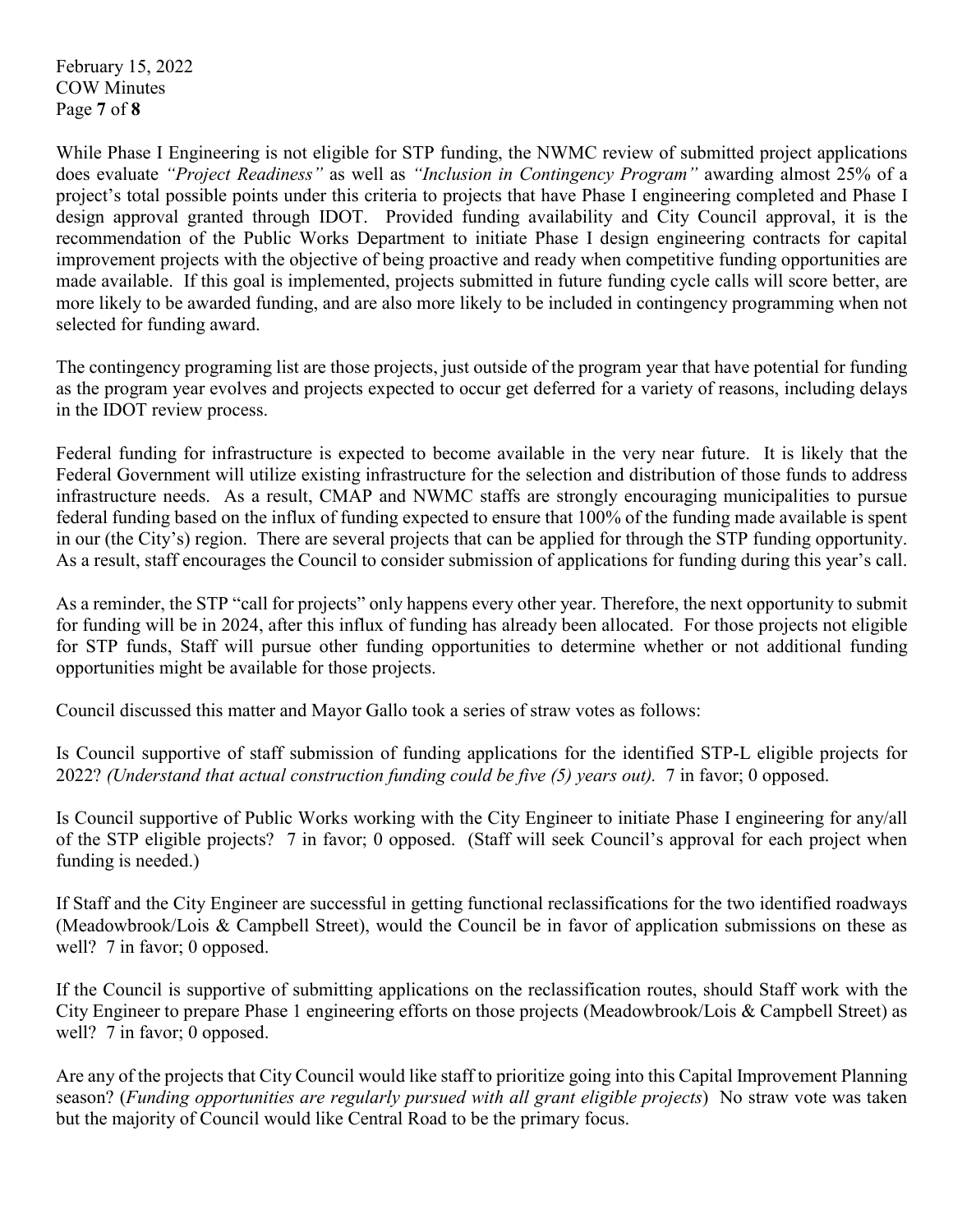While Phase I Engineering is not eligible for STP funding, the NWMC review of submitted project applications does evaluate *"Project Readiness"* as well as *"Inclusion in Contingency Program"* awarding almost 25% of a project's total possible points under this criteria to projects that have Phase I engineering completed and Phase I design approval granted through IDOT. Provided funding availability and City Council approval, it is the recommendation of the Public Works Department to initiate Phase I design engineering contracts for capital improvement projects with the objective of being proactive and ready when competitive funding opportunities are made available. If this goal is implemented, projects submitted in future funding cycle calls will score better, are more likely to be awarded funding, and are also more likely to be included in contingency programming when not selected for funding award.

The contingency programing list are those projects, just outside of the program year that have potential for funding as the program year evolves and projects expected to occur get deferred for a variety of reasons, including delays in the IDOT review process.

Federal funding for infrastructure is expected to become available in the very near future. It is likely that the Federal Government will utilize existing infrastructure for the selection and distribution of those funds to address infrastructure needs. As a result, CMAP and NWMC staffs are strongly encouraging municipalities to pursue federal funding based on the influx of funding expected to ensure that 100% of the funding made available is spent in our (the City's) region. There are several projects that can be applied for through the STP funding opportunity. As a result, staff encourages the Council to consider submission of applications for funding during this year's call.

As a reminder, the STP "call for projects" only happens every other year. Therefore, the next opportunity to submit for funding will be in 2024, after this influx of funding has already been allocated. For those projects not eligible for STP funds, Staff will pursue other funding opportunities to determine whether or not additional funding opportunities might be available for those projects.

Council discussed this matter and Mayor Gallo took a series of straw votes as follows:

Is Council supportive of staff submission of funding applications for the identified STP-L eligible projects for 2022? *(Understand that actual construction funding could be five (5) years out).* 7 in favor; 0 opposed.

Is Council supportive of Public Works working with the City Engineer to initiate Phase I engineering for any/all of the STP eligible projects? 7 in favor; 0 opposed. (Staff will seek Council's approval for each project when funding is needed.)

If Staff and the City Engineer are successful in getting functional reclassifications for the two identified roadways (Meadowbrook/Lois & Campbell Street), would the Council be in favor of application submissions on these as well? 7 in favor; 0 opposed.

If the Council is supportive of submitting applications on the reclassification routes, should Staff work with the City Engineer to prepare Phase 1 engineering efforts on those projects (Meadowbrook/Lois & Campbell Street) as well? 7 in favor; 0 opposed.

Are any of the projects that City Council would like staff to prioritize going into this Capital Improvement Planning season? (*Funding opportunities are regularly pursued with all grant eligible projects*) No straw vote was taken but the majority of Council would like Central Road to be the primary focus.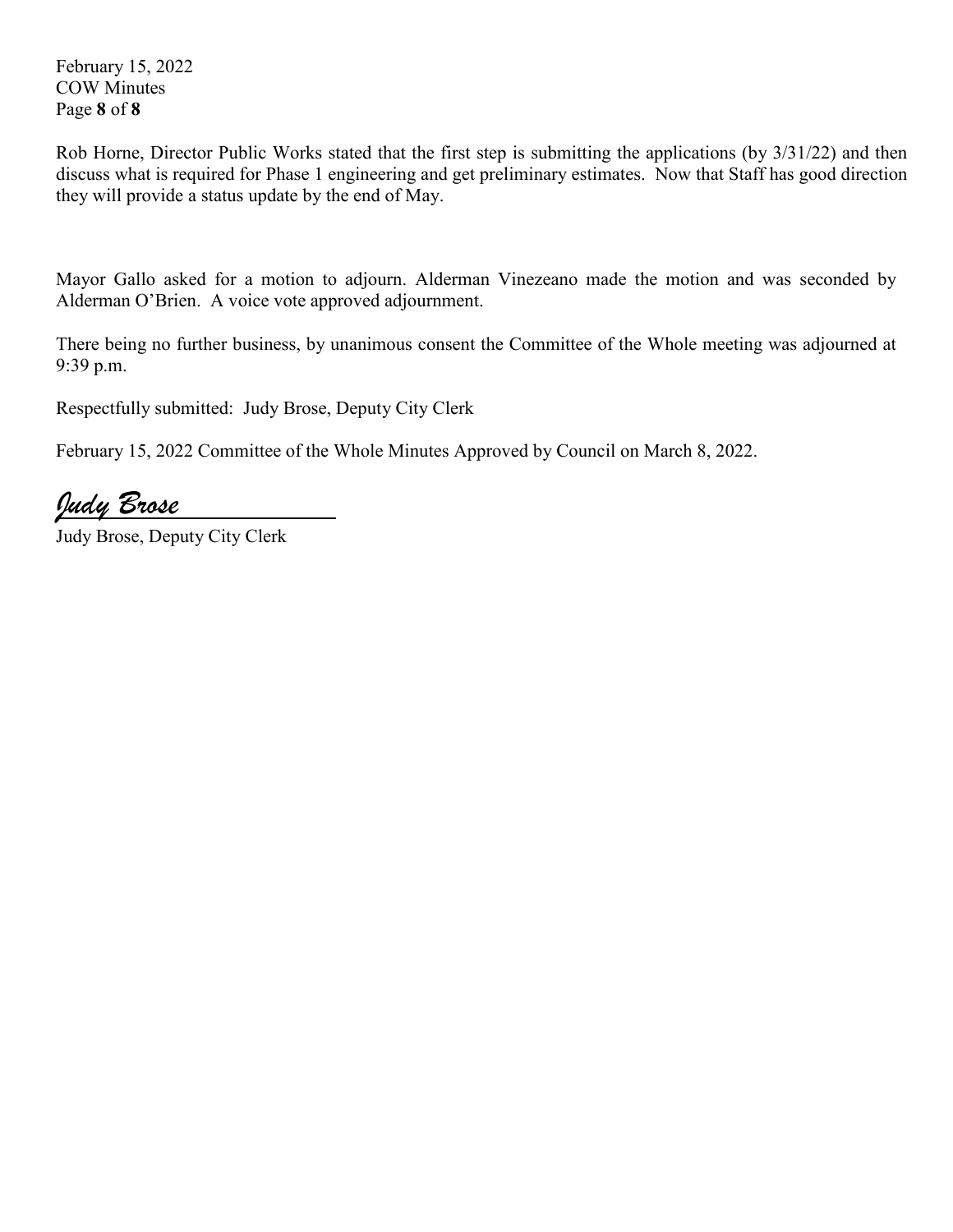Rob Horne, Director Public Works stated that the first step is submitting the applications (by 3/31/22) and then discuss what is required for Phase 1 engineering and get preliminary estimates. Now that Staff has good direction they will provide a status update by the end of May.

Mayor Gallo asked for a motion to adjourn. Alderman Vinezeano made the motion and was seconded by Alderman O'Brien. A voice vote approved adjournment.

There being no further business, by unanimous consent the Committee of the Whole meeting was adjourned at 9:39 p.m.

Respectfully submitted: Judy Brose, Deputy City Clerk

February 15, 2022 Committee of the Whole Minutes Approved by Council on March 8, 2022.

*Judy Brose*

Judy Brose, Deputy City Clerk